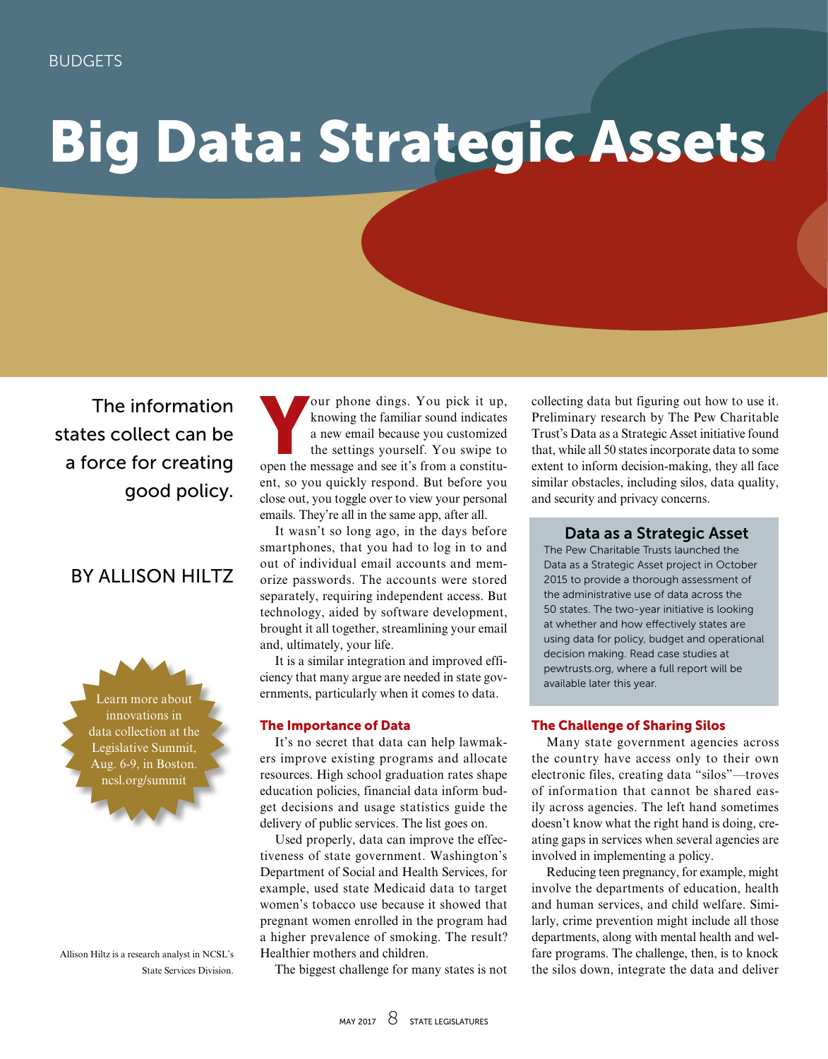BUDGETS

# Big Data: Strategic Assets

The information states collect can be a force for creating good policy.

BY ALLISON HILTZ

Learn more about innovations in data collection at the Legislative Summit, Aug. 6-9, in Boston. ncsl.org/summit

Allison Hiltz is a research analyst in NCSL's State Services Division.

Your phone dings. You pick it up, knowing the familiar sound indicates a new email because you customized the settings yourself. You swipe to open the message and see it's from a constituent, so you quickly respond. But before you close out, you toggle over to view your personal emails. They're all in the same app, after all.

It wasn't so long ago, in the days before smartphones, that you had to log in to and out of individual email accounts and memorize passwords. The accounts were stored separately, requiring independent access. But technology, aided by software development, brought it all together, streamlining your email and, ultimately, your life.

It is a similar integration and improved efficiency that many argue are needed in state governments, particularly when it comes to data.

## The Importance of Data

It's no secret that data can help lawmakers improve existing programs and allocate resources. High school graduation rates shape education policies, financial data inform budget decisions and usage statistics guide the delivery of public services. The list goes on.

Used properly, data can improve the effectiveness of state government. Washington's Department of Social and Health Services, for example, used state Medicaid data to target women's tobacco use because it showed that pregnant women enrolled in the program had a higher prevalence of smoking. The result? Healthier mothers and children.

The biggest challenge for many states is not collecting data but figuring out how to use it. Preliminary research by The Pew Charitable Trust's Data as a Strategic Asset initiative found that, while all 50 states incorporate data to some extent to inform decision-making, they all face similar obstacles, including silos, data quality, and security and privacy concerns.

### Data as a Strategic Asset

The Pew Charitable Trusts launched the Data as a Strategic Asset project in October 2015 to provide a thorough assessment of the administrative use of data across the 50 states. The two-year initiative is looking at whether and how effectively states are using data for policy, budget and operational decision making. Read case studies at pewtrusts.org, where a full report will be available later this year.

## The Challenge of Sharing Silos

Many state government agencies across the country have access only to their own electronic files, creating data "silos"—troves of information that cannot be shared easily across agencies. The left hand sometimes doesn't know what the right hand is doing, creating gaps in services when several agencies are involved in implementing a policy.

Reducing teen pregnancy, for example, might involve the departments of education, health and human services, and child welfare. Similarly, crime prevention might include all those departments, along with mental health and welfare programs. The challenge, then, is to knock the silos down, integrate the data and deliver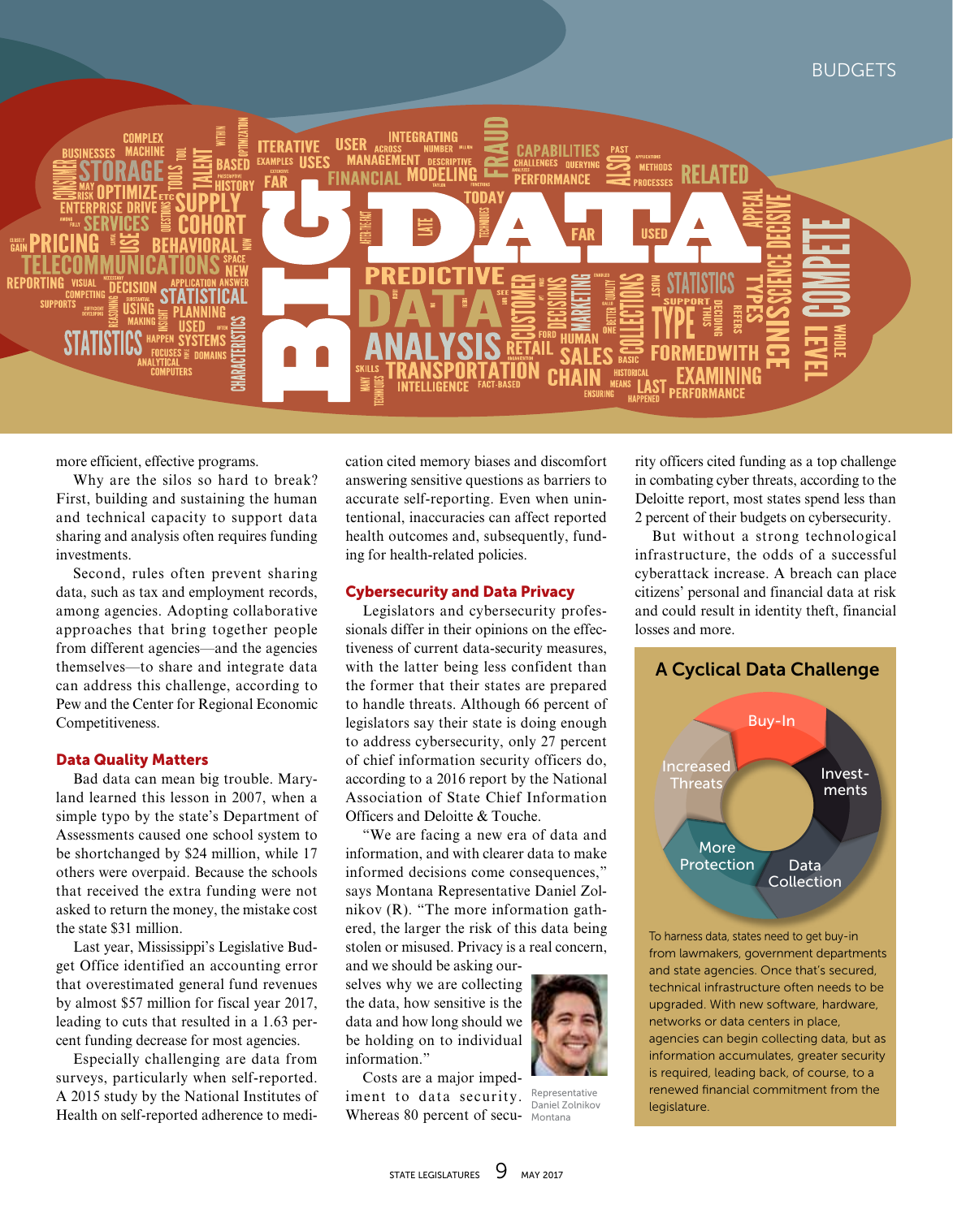more efficient, effective programs.

Why are the silos so hard to break? First, building and sustaining the human and technical capacity to support data sharing and analysis often requires funding investments.

Second, rules often prevent sharing data, such as tax and employment records, among agencies. Adopting collaborative approaches that bring together people from different agencies—and the agencies themselves—to share and integrate data can address this challenge, according to Pew and the Center for Regional Economic Competitiveness.

### Data Quality Matters

Bad data can mean big trouble. Maryland learned this lesson in 2007, when a simple typo by the state's Department of Assessments caused one school system to be shortchanged by $24 million, while 17 others were overpaid. Because the schools that received the extra funding were not asked to return the money, the mistake cost the state $31 million.

Last year, Mississippi's Legislative Budget Office identified an accounting error that overestimated general fund revenues by almost $57 million for fiscal year 2017, leading to cuts that resulted in a 1.63 percent funding decrease for most agencies.

Especially challenging are data from surveys, particularly when self-reported. A 2015 study by the National Institutes of Health on self-reported adherence to medication cited memory biases and discomfort answering sensitive questions as barriers to accurate self-reporting. Even when unintentional, inaccuracies can affect reported health outcomes and, subsequently, funding for health-related policies.

### Cybersecurity and Data Privacy

Legislators and cybersecurity professionals differ in their opinions on the effectiveness of current data-security measures, with the latter being less confident than the former that their states are prepared to handle threats. Although 66 percent of legislators say their state is doing enough to address cybersecurity, only 27 percent of chief information security officers do, according to a 2016 report by the National Association of State Chief Information Officers and Deloitte & Touche.

"We are facing a new era of data and information, and with clearer data to make informed decisions come consequences," says Montana Representative Daniel Zolnikov (R). "The more information gathered, the larger the risk of this data being stolen or misused. Privacy is a real concern, and we should be asking ourselves why we are collecting the data, how sensitive is the data and how long should we be holding on to individual information."

Representative Daniel Zolnikov
Montana

Costs are a major impediment to data security. Whereas 80 percent of security officers cited funding as a top challenge in combating cyber threats, according to the Deloitte report, most states spend less than 2 percent of their budgets on cybersecurity.

But without a strong technological infrastructure, the odds of a successful cyberattack increase. A breach can place citizens' personal and financial data at risk and could result in identity theft, financial losses and more.

### A Cyclical Data Challenge

Buy-In → Investments → Data Collection → More Protection → Increased Threats

To harness data, states need to get buy-in from lawmakers, government departments and state agencies. Once that's secured, technical infrastructure often needs to be upgraded. With new software, hardware, networks or data centers in place, agencies can begin collecting data, but as information accumulates, greater security is required, leading back, of course, to a renewed financial commitment from the legislature.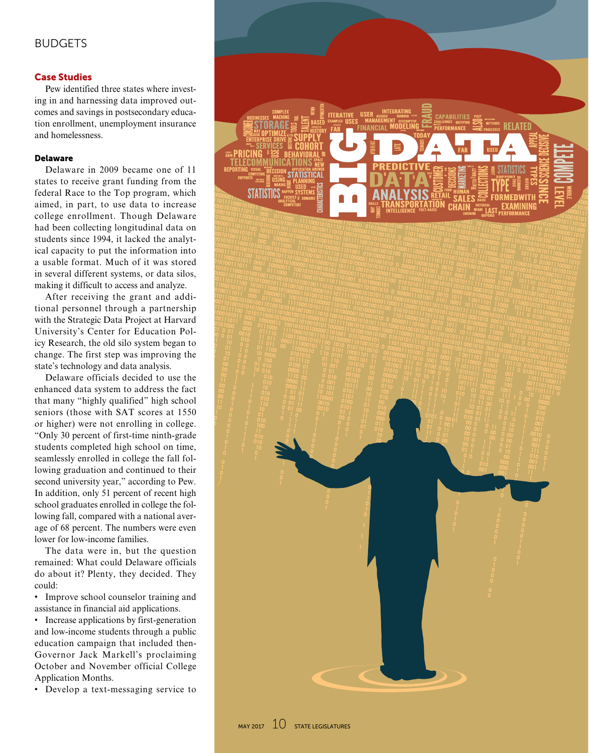## BUDGETS

### Case Studies

Pew identified three states where investing in and harnessing data improved outcomes and savings in postsecondary education enrollment, unemployment insurance and homelessness.

#### Delaware

Delaware in 2009 became one of 11 states to receive grant funding from the federal Race to the Top program, which aimed, in part, to use data to increase college enrollment. Though Delaware had been collecting longitudinal data on students since 1994, it lacked the analytical capacity to put the information into a usable format. Much of it was stored in several different systems, or data silos, making it difficult to access and analyze.

After receiving the grant and additional personnel through a partnership with the Strategic Data Project at Harvard University's Center for Education Policy Research, the old silo system began to change. The first step was improving the state's technology and data analysis.

Delaware officials decided to use the enhanced data system to address the fact that many "highly qualified" high school seniors (those with SAT scores at 1550 or higher) were not enrolling in college. "Only 30 percent of first-time ninth-grade students completed high school on time, seamlessly enrolled in college the fall following graduation and continued to their second university year," according to Pew. In addition, only 51 percent of recent high school graduates enrolled in college the following fall, compared with a national average of 68 percent. The numbers were even lower for low-income families.

The data were in, but the question remained: What could Delaware officials do about it? Plenty, they decided. They could:

- Improve school counselor training and assistance in financial aid applications.
- Increase applications by first-generation and low-income students through a public education campaign that included then-Governor Jack Markell's proclaiming October and November official College Application Months.
- Develop a text-messaging service to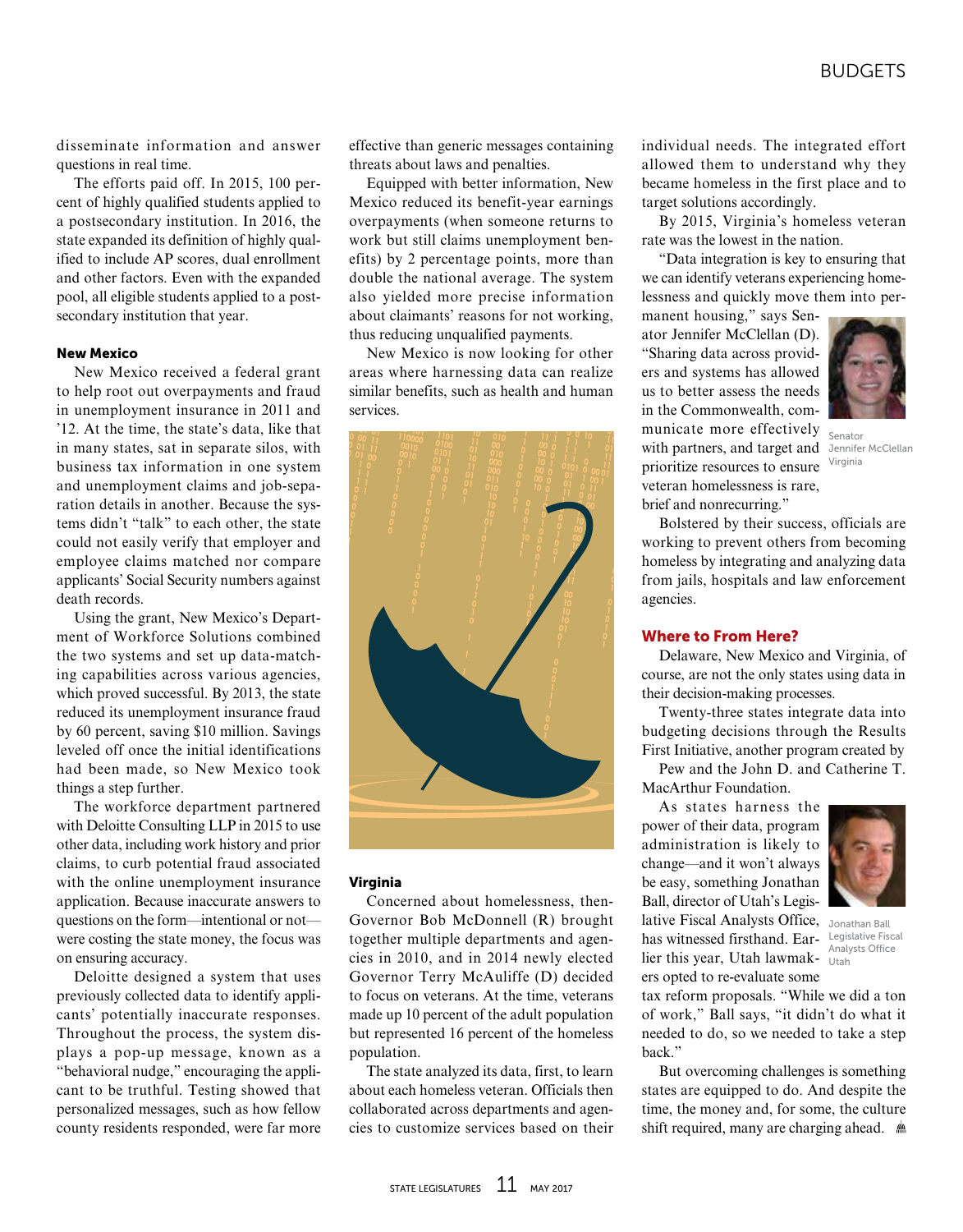disseminate information and answer questions in real time.

The efforts paid off. In 2015, 100 percent of highly qualified students applied to a postsecondary institution. In 2016, the state expanded its definition of highly qualified to include AP scores, dual enrollment and other factors. Even with the expanded pool, all eligible students applied to a postsecondary institution that year.

**New Mexico**

New Mexico received a federal grant to help root out overpayments and fraud in unemployment insurance in 2011 and '12. At the time, the state's data, like that in many states, sat in separate silos, with business tax information in one system and unemployment claims and job-separation details in another. Because the systems didn't "talk" to each other, the state could not easily verify that employer and employee claims matched nor compare applicants' Social Security numbers against death records.

Using the grant, New Mexico's Department of Workforce Solutions combined the two systems and set up data-matching capabilities across various agencies, which proved successful. By 2013, the state reduced its unemployment insurance fraud by 60 percent, saving $10 million. Savings leveled off once the initial identifications had been made, so New Mexico took things a step further.

The workforce department partnered with Deloitte Consulting LLP in 2015 to use other data, including work history and prior claims, to curb potential fraud associated with the online unemployment insurance application. Because inaccurate answers to questions on the form—intentional or not—were costing the state money, the focus was on ensuring accuracy.

Deloitte designed a system that uses previously collected data to identify applicants' potentially inaccurate responses. Throughout the process, the system displays a pop-up message, known as a "behavioral nudge," encouraging the applicant to be truthful. Testing showed that personalized messages, such as how fellow county residents responded, were far more effective than generic messages containing threats about laws and penalties.

Equipped with better information, New Mexico reduced its benefit-year earnings overpayments (when someone returns to work but still claims unemployment benefits) by 2 percentage points, more than double the national average. The system also yielded more precise information about claimants' reasons for not working, thus reducing unqualified payments.

New Mexico is now looking for other areas where harnessing data can realize similar benefits, such as health and human services.

**Virginia**

Concerned about homelessness, then-Governor Bob McDonnell (R) brought together multiple departments and agencies in 2010, and in 2014 newly elected Governor Terry McAuliffe (D) decided to focus on veterans. At the time, veterans made up 10 percent of the adult population but represented 16 percent of the homeless population.

The state analyzed its data, first, to learn about each homeless veteran. Officials then collaborated across departments and agencies to customize services based on their individual needs. The integrated effort allowed them to understand why they became homeless in the first place and to target solutions accordingly.

By 2015, Virginia's homeless veteran rate was the lowest in the nation.

"Data integration is key to ensuring that we can identify veterans experiencing homelessness and quickly move them into permanent housing," says Senator Jennifer McClellan (D). "Sharing data across providers and systems has allowed us to better assess the needs in the Commonwealth, communicate more effectively with partners, and target and prioritize resources to ensure veteran homelessness is rare, brief and nonrecurring."

Senator Jennifer McClellan
Virginia

Bolstered by their success, officials are working to prevent others from becoming homeless by integrating and analyzing data from jails, hospitals and law enforcement agencies.

## Where to From Here?

Delaware, New Mexico and Virginia, of course, are not the only states using data in their decision-making processes.

Twenty-three states integrate data into budgeting decisions through the Results First Initiative, another program created by Pew and the John D. and Catherine T. MacArthur Foundation.

As states harness the power of their data, program administration is likely to change—and it won't always be easy, something Jonathan Ball, director of Utah's Legislative Fiscal Analysts Office, has witnessed firsthand. Earlier this year, Utah lawmakers opted to re-evaluate some tax reform proposals. "While we did a ton of work," Ball says, "it didn't do what it needed to do, so we needed to take a step back."

Jonathan Ball
Legislative Fiscal Analysts Office
Utah

But overcoming challenges is something states are equipped to do. And despite the time, the money and, for some, the culture shift required, many are charging ahead.